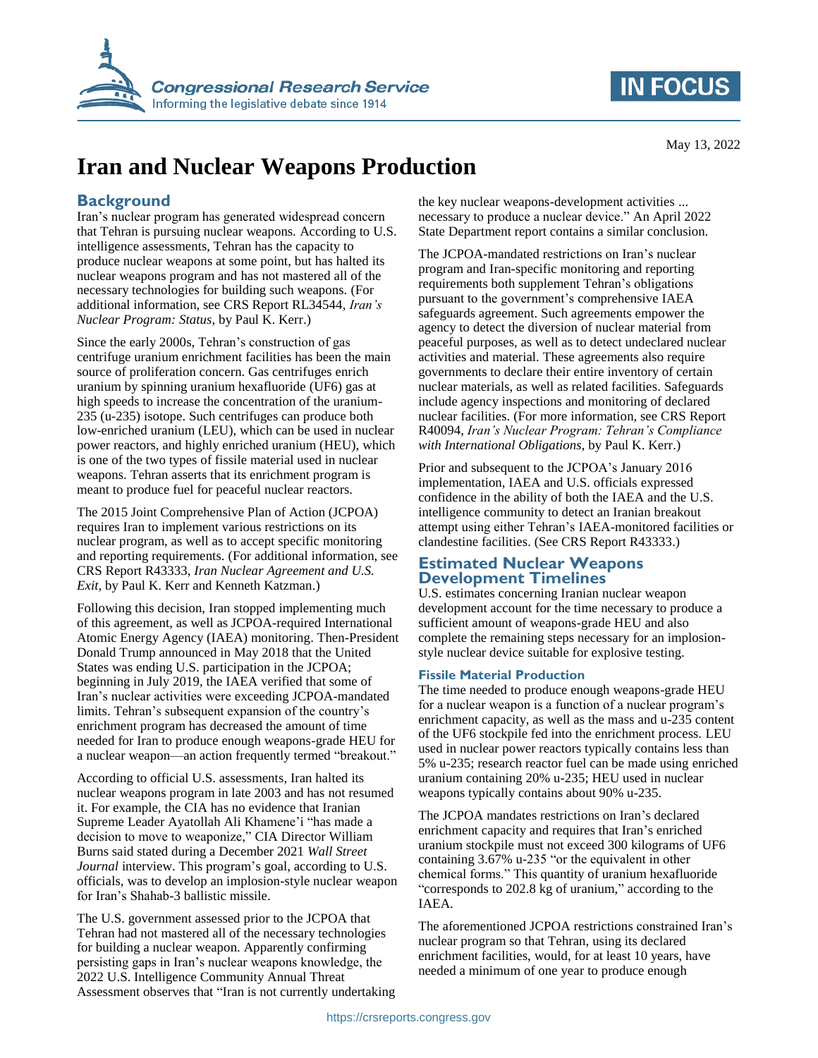Congressional Research Service
Informing the legislative debate since 1914

IN FOCUS

May 13, 2022

# Iran and Nuclear Weapons Production

## Background

Iran's nuclear program has generated widespread concern that Tehran is pursuing nuclear weapons. According to U.S. intelligence assessments, Tehran has the capacity to produce nuclear weapons at some point, but has halted its nuclear weapons program and has not mastered all of the necessary technologies for building such weapons. (For additional information, see CRS Report RL34544, *Iran's Nuclear Program: Status*, by Paul K. Kerr.)

Since the early 2000s, Tehran's construction of gas centrifuge uranium enrichment facilities has been the main source of proliferation concern. Gas centrifuges enrich uranium by spinning uranium hexafluoride (UF6) gas at high speeds to increase the concentration of the uranium-235 (u-235) isotope. Such centrifuges can produce both low-enriched uranium (LEU), which can be used in nuclear power reactors, and highly enriched uranium (HEU), which is one of the two types of fissile material used in nuclear weapons. Tehran asserts that its enrichment program is meant to produce fuel for peaceful nuclear reactors.

The 2015 Joint Comprehensive Plan of Action (JCPOA) requires Iran to implement various restrictions on its nuclear program, as well as to accept specific monitoring and reporting requirements. (For additional information, see CRS Report R43333, *Iran Nuclear Agreement and U.S. Exit*, by Paul K. Kerr and Kenneth Katzman.)

Following this decision, Iran stopped implementing much of this agreement, as well as JCPOA-required International Atomic Energy Agency (IAEA) monitoring. Then-President Donald Trump announced in May 2018 that the United States was ending U.S. participation in the JCPOA; beginning in July 2019, the IAEA verified that some of Iran's nuclear activities were exceeding JCPOA-mandated limits. Tehran's subsequent expansion of the country's enrichment program has decreased the amount of time needed for Iran to produce enough weapons-grade HEU for a nuclear weapon—an action frequently termed "breakout."

According to official U.S. assessments, Iran halted its nuclear weapons program in late 2003 and has not resumed it. For example, the CIA has no evidence that Iranian Supreme Leader Ayatollah Ali Khamene'i "has made a decision to move to weaponize," CIA Director William Burns said stated during a December 2021 *Wall Street Journal* interview. This program's goal, according to U.S. officials, was to develop an implosion-style nuclear weapon for Iran's Shahab-3 ballistic missile.

The U.S. government assessed prior to the JCPOA that Tehran had not mastered all of the necessary technologies for building a nuclear weapon. Apparently confirming persisting gaps in Iran's nuclear weapons knowledge, the 2022 U.S. Intelligence Community Annual Threat Assessment observes that "Iran is not currently undertaking the key nuclear weapons-development activities ... necessary to produce a nuclear device." An April 2022 State Department report contains a similar conclusion.

The JCPOA-mandated restrictions on Iran's nuclear program and Iran-specific monitoring and reporting requirements both supplement Tehran's obligations pursuant to the government's comprehensive IAEA safeguards agreement. Such agreements empower the agency to detect the diversion of nuclear material from peaceful purposes, as well as to detect undeclared nuclear activities and material. These agreements also require governments to declare their entire inventory of certain nuclear materials, as well as related facilities. Safeguards include agency inspections and monitoring of declared nuclear facilities. (For more information, see CRS Report R40094, *Iran's Nuclear Program: Tehran's Compliance with International Obligations*, by Paul K. Kerr.)

Prior and subsequent to the JCPOA's January 2016 implementation, IAEA and U.S. officials expressed confidence in the ability of both the IAEA and the U.S. intelligence community to detect an Iranian breakout attempt using either Tehran's IAEA-monitored facilities or clandestine facilities. (See CRS Report R43333.)

## Estimated Nuclear Weapons Development Timelines

U.S. estimates concerning Iranian nuclear weapon development account for the time necessary to produce a sufficient amount of weapons-grade HEU and also complete the remaining steps necessary for an implosion-style nuclear device suitable for explosive testing.

### Fissile Material Production

The time needed to produce enough weapons-grade HEU for a nuclear weapon is a function of a nuclear program's enrichment capacity, as well as the mass and u-235 content of the UF6 stockpile fed into the enrichment process. LEU used in nuclear power reactors typically contains less than 5% u-235; research reactor fuel can be made using enriched uranium containing 20% u-235; HEU used in nuclear weapons typically contains about 90% u-235.

The JCPOA mandates restrictions on Iran's declared enrichment capacity and requires that Iran's enriched uranium stockpile must not exceed 300 kilograms of UF6 containing 3.67% u-235 "or the equivalent in other chemical forms." This quantity of uranium hexafluoride "corresponds to 202.8 kg of uranium," according to the IAEA.

The aforementioned JCPOA restrictions constrained Iran's nuclear program so that Tehran, using its declared enrichment facilities, would, for at least 10 years, have needed a minimum of one year to produce enough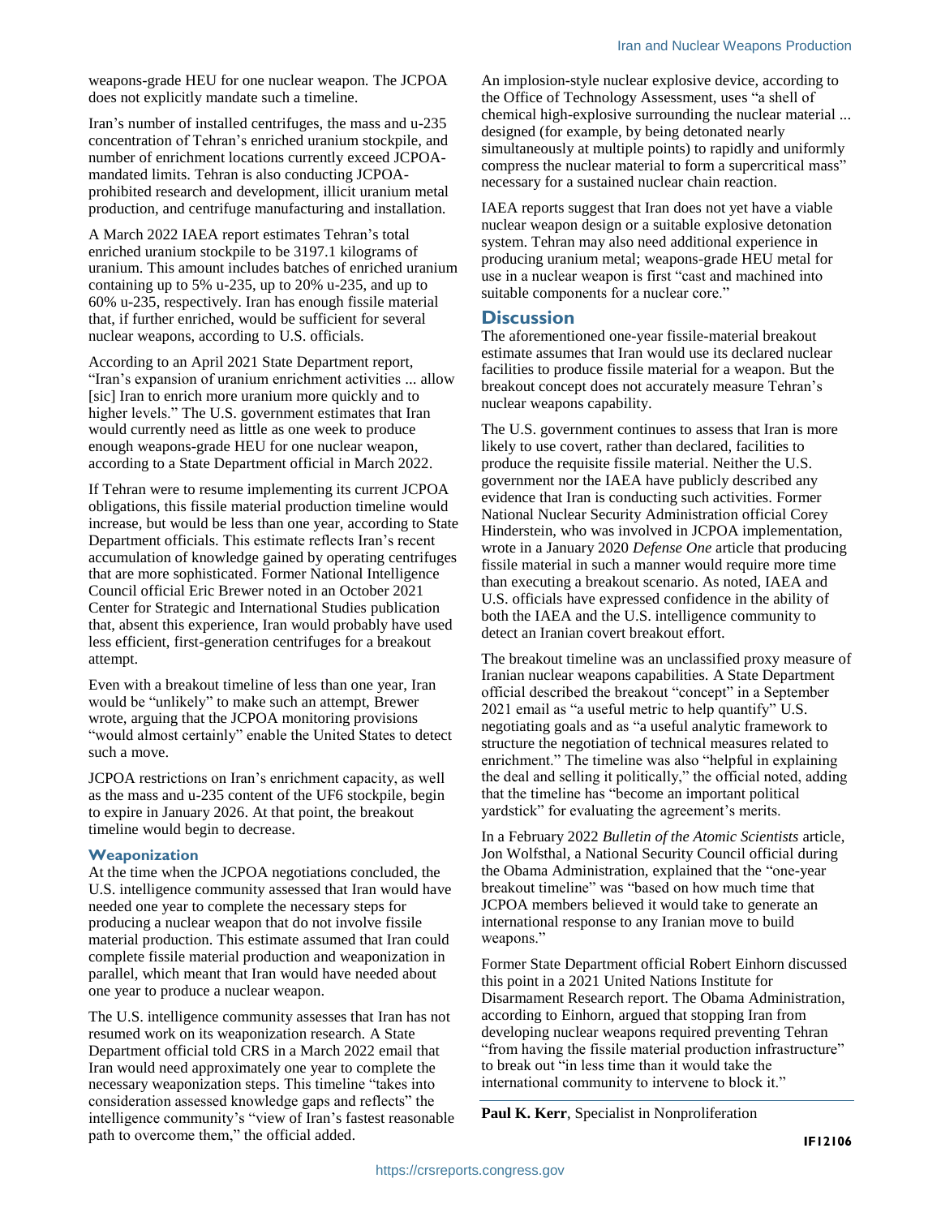weapons-grade HEU for one nuclear weapon. The JCPOA does not explicitly mandate such a timeline.

Iran's number of installed centrifuges, the mass and u-235 concentration of Tehran's enriched uranium stockpile, and number of enrichment locations currently exceed JCPOA-mandated limits. Tehran is also conducting JCPOA-prohibited research and development, illicit uranium metal production, and centrifuge manufacturing and installation.

A March 2022 IAEA report estimates Tehran's total enriched uranium stockpile to be 3197.1 kilograms of uranium. This amount includes batches of enriched uranium containing up to 5% u-235, up to 20% u-235, and up to 60% u-235, respectively. Iran has enough fissile material that, if further enriched, would be sufficient for several nuclear weapons, according to U.S. officials.

According to an April 2021 State Department report, "Iran's expansion of uranium enrichment activities ... allow [sic] Iran to enrich more uranium more quickly and to higher levels." The U.S. government estimates that Iran would currently need as little as one week to produce enough weapons-grade HEU for one nuclear weapon, according to a State Department official in March 2022.

If Tehran were to resume implementing its current JCPOA obligations, this fissile material production timeline would increase, but would be less than one year, according to State Department officials. This estimate reflects Iran's recent accumulation of knowledge gained by operating centrifuges that are more sophisticated. Former National Intelligence Council official Eric Brewer noted in an October 2021 Center for Strategic and International Studies publication that, absent this experience, Iran would probably have used less efficient, first-generation centrifuges for a breakout attempt.

Even with a breakout timeline of less than one year, Iran would be "unlikely" to make such an attempt, Brewer wrote, arguing that the JCPOA monitoring provisions "would almost certainly" enable the United States to detect such a move.

JCPOA restrictions on Iran's enrichment capacity, as well as the mass and u-235 content of the $UF_6$ stockpile, begin to expire in January 2026. At that point, the breakout timeline would begin to decrease.

### Weaponization

At the time when the JCPOA negotiations concluded, the U.S. intelligence community assessed that Iran would have needed one year to complete the necessary steps for producing a nuclear weapon that do not involve fissile material production. This estimate assumed that Iran could complete fissile material production and weaponization in parallel, which meant that Iran would have needed about one year to produce a nuclear weapon.

The U.S. intelligence community assesses that Iran has not resumed work on its weaponization research. A State Department official told CRS in a March 2022 email that Iran would need approximately one year to complete the necessary weaponization steps. This timeline "takes into consideration assessed knowledge gaps and reflects" the intelligence community's "view of Iran's fastest reasonable path to overcome them," the official added.

An implosion-style nuclear explosive device, according to the Office of Technology Assessment, uses "a shell of chemical high-explosive surrounding the nuclear material ... designed (for example, by being detonated nearly simultaneously at multiple points) to rapidly and uniformly compress the nuclear material to form a supercritical mass" necessary for a sustained nuclear chain reaction.

IAEA reports suggest that Iran does not yet have a viable nuclear weapon design or a suitable explosive detonation system. Tehran may also need additional experience in producing uranium metal; weapons-grade HEU metal for use in a nuclear weapon is first "cast and machined into suitable components for a nuclear core."

## Discussion

The aforementioned one-year fissile-material breakout estimate assumes that Iran would use its declared nuclear facilities to produce fissile material for a weapon. But the breakout concept does not accurately measure Tehran's nuclear weapons capability.

The U.S. government continues to assess that Iran is more likely to use covert, rather than declared, facilities to produce the requisite fissile material. Neither the U.S. government nor the IAEA have publicly described any evidence that Iran is conducting such activities. Former National Nuclear Security Administration official Corey Hinderstein, who was involved in JCPOA implementation, wrote in a January 2020 *Defense One* article that producing fissile material in such a manner would require more time than executing a breakout scenario. As noted, IAEA and U.S. officials have expressed confidence in the ability of both the IAEA and the U.S. intelligence community to detect an Iranian covert breakout effort.

The breakout timeline was an unclassified proxy measure of Iranian nuclear weapons capabilities. A State Department official described the breakout "concept" in a September 2021 email as "a useful metric to help quantify" U.S. negotiating goals and as "a useful analytic framework to structure the negotiation of technical measures related to enrichment." The timeline was also "helpful in explaining the deal and selling it politically," the official noted, adding that the timeline has "become an important political yardstick" for evaluating the agreement's merits.

In a February 2022 *Bulletin of the Atomic Scientists* article, Jon Wolfsthal, a National Security Council official during the Obama Administration, explained that the "one-year breakout timeline" was "based on how much time that JCPOA members believed it would take to generate an international response to any Iranian move to build weapons."

Former State Department official Robert Einhorn discussed this point in a 2021 United Nations Institute for Disarmament Research report. The Obama Administration, according to Einhorn, argued that stopping Iran from developing nuclear weapons required preventing Tehran "from having the fissile material production infrastructure" to break out "in less time than it would take the international community to intervene to block it."

---

**Paul K. Kerr**, Specialist in Nonproliferation

**IF12106**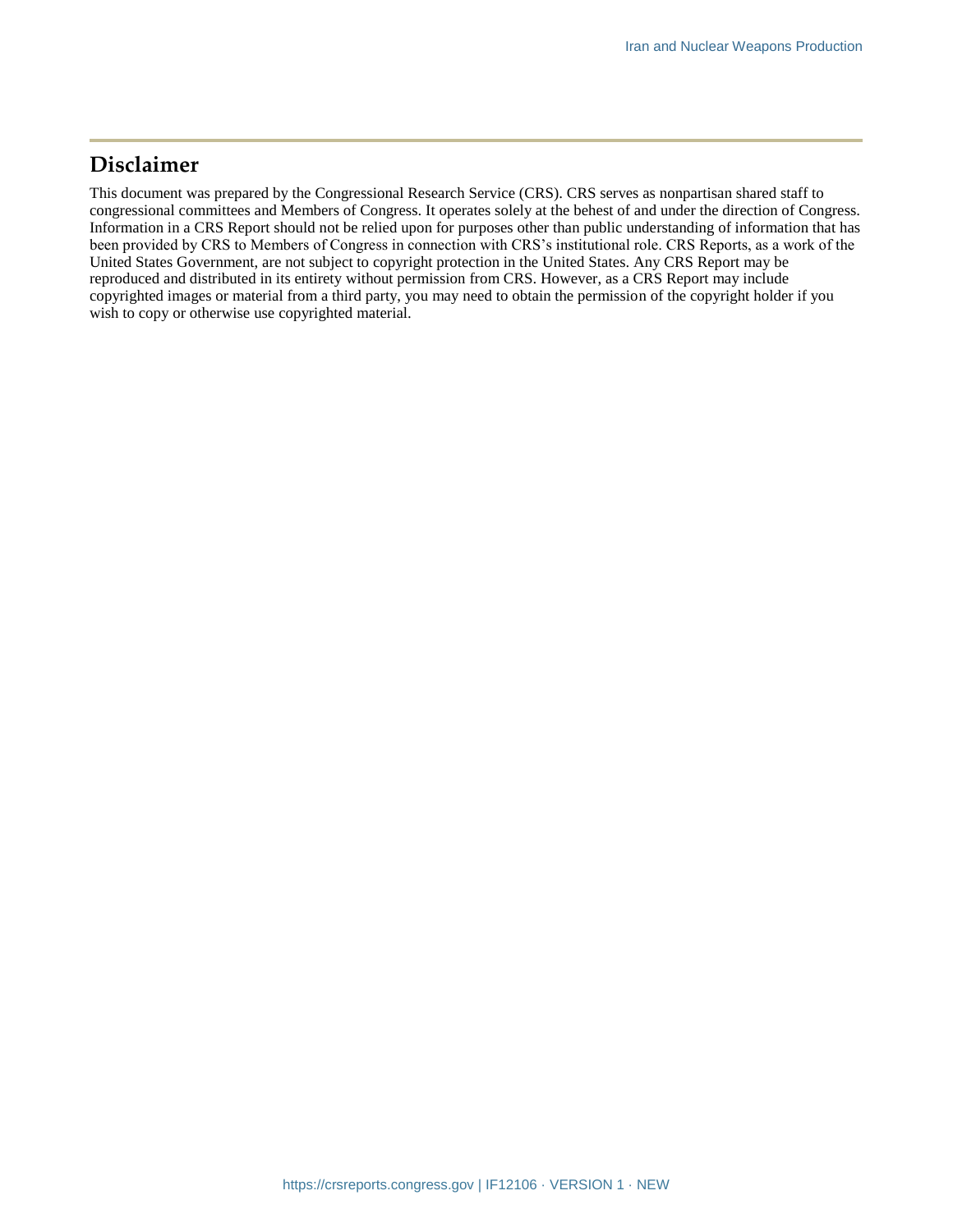## Disclaimer

This document was prepared by the Congressional Research Service (CRS). CRS serves as nonpartisan shared staff to congressional committees and Members of Congress. It operates solely at the behest of and under the direction of Congress. Information in a CRS Report should not be relied upon for purposes other than public understanding of information that has been provided by CRS to Members of Congress in connection with CRS's institutional role. CRS Reports, as a work of the United States Government, are not subject to copyright protection in the United States. Any CRS Report may be reproduced and distributed in its entirety without permission from CRS. However, as a CRS Report may include copyrighted images or material from a third party, you may need to obtain the permission of the copyright holder if you wish to copy or otherwise use copyrighted material.